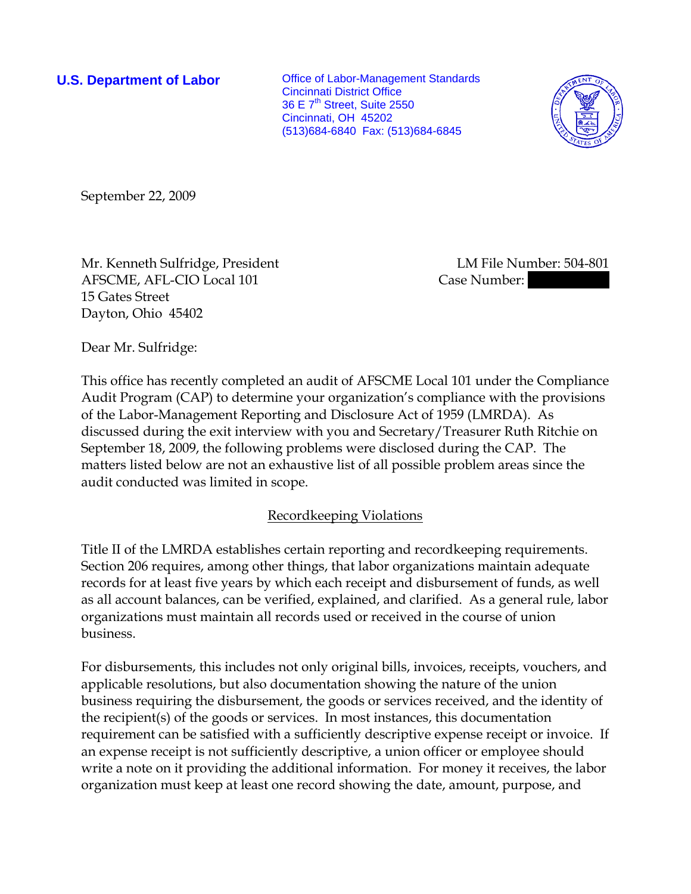**U.S. Department of Labor**

Office of Labor-Management Standards
Cincinnati District Office
36 E 7th Street, Suite 2550
Cincinnati, OH 45202
(513)684-6840 Fax: (513)684-6845

September 22, 2009

Mr. Kenneth Sulfridge, President
AFSCME, AFL-CIO Local 101
15 Gates Street
Dayton, Ohio 45402

LM File Number: 504-801
Case Number:

Dear Mr. Sulfridge:

This office has recently completed an audit of AFSCME Local 101 under the Compliance Audit Program (CAP) to determine your organization's compliance with the provisions of the Labor-Management Reporting and Disclosure Act of 1959 (LMRDA). As discussed during the exit interview with you and Secretary/Treasurer Ruth Ritchie on September 18, 2009, the following problems were disclosed during the CAP. The matters listed below are not an exhaustive list of all possible problem areas since the audit conducted was limited in scope.

## Recordkeeping Violations

Title II of the LMRDA establishes certain reporting and recordkeeping requirements. Section 206 requires, among other things, that labor organizations maintain adequate records for at least five years by which each receipt and disbursement of funds, as well as all account balances, can be verified, explained, and clarified. As a general rule, labor organizations must maintain all records used or received in the course of union business.

For disbursements, this includes not only original bills, invoices, receipts, vouchers, and applicable resolutions, but also documentation showing the nature of the union business requiring the disbursement, the goods or services received, and the identity of the recipient(s) of the goods or services. In most instances, this documentation requirement can be satisfied with a sufficiently descriptive expense receipt or invoice. If an expense receipt is not sufficiently descriptive, a union officer or employee should write a note on it providing the additional information. For money it receives, the labor organization must keep at least one record showing the date, amount, purpose, and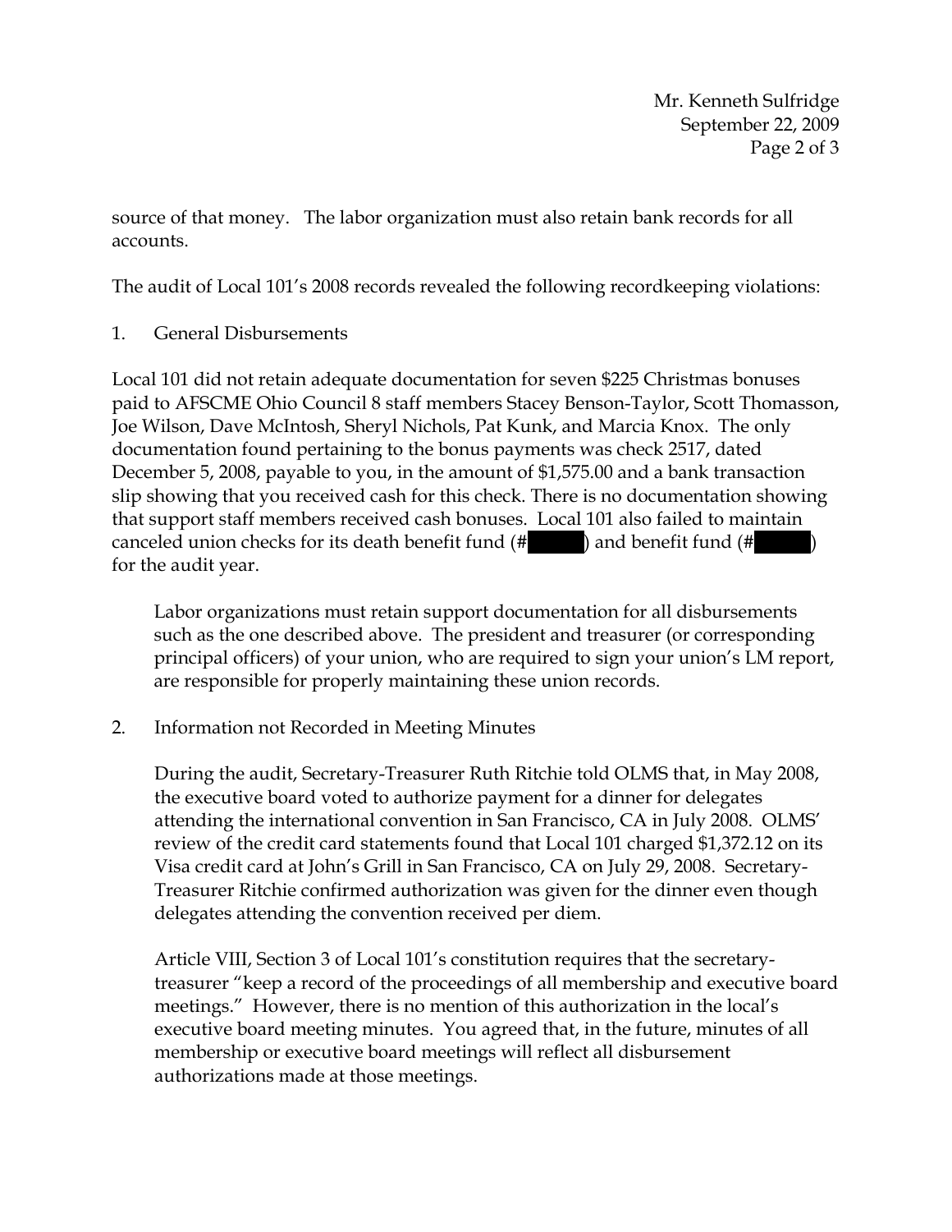source of that money. The labor organization must also retain bank records for all accounts.

The audit of Local 101's 2008 records revealed the following recordkeeping violations:

1. General Disbursements

Local 101 did not retain adequate documentation for seven $225 Christmas bonuses paid to AFSCME Ohio Council 8 staff members Stacey Benson-Taylor, Scott Thomasson, Joe Wilson, Dave McIntosh, Sheryl Nichols, Pat Kunk, and Marcia Knox. The only documentation found pertaining to the bonus payments was check 2517, dated December 5, 2008, payable to you, in the amount of $1,575.00 and a bank transaction slip showing that you received cash for this check. There is no documentation showing that support staff members received cash bonuses. Local 101 also failed to maintain canceled union checks for its death benefit fund (#█████) and benefit fund (#█████) for the audit year.

Labor organizations must retain support documentation for all disbursements such as the one described above. The president and treasurer (or corresponding principal officers) of your union, who are required to sign your union's LM report, are responsible for properly maintaining these union records.

2. Information not Recorded in Meeting Minutes

During the audit, Secretary-Treasurer Ruth Ritchie told OLMS that, in May 2008, the executive board voted to authorize payment for a dinner for delegates attending the international convention in San Francisco, CA in July 2008. OLMS' review of the credit card statements found that Local 101 charged $1,372.12 on its Visa credit card at John's Grill in San Francisco, CA on July 29, 2008. Secretary-Treasurer Ritchie confirmed authorization was given for the dinner even though delegates attending the convention received per diem.

Article VIII, Section 3 of Local 101's constitution requires that the secretary-treasurer "keep a record of the proceedings of all membership and executive board meetings." However, there is no mention of this authorization in the local's executive board meeting minutes. You agreed that, in the future, minutes of all membership or executive board meetings will reflect all disbursement authorizations made at those meetings.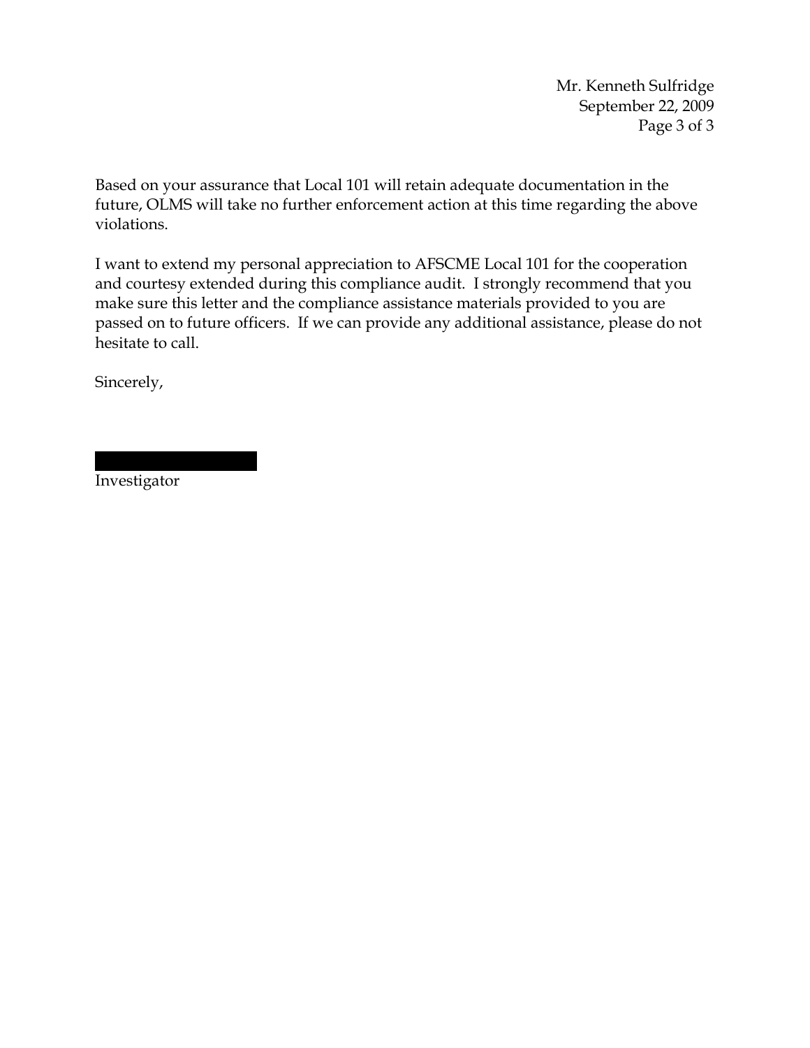Based on your assurance that Local 101 will retain adequate documentation in the future, OLMS will take no further enforcement action at this time regarding the above violations.

I want to extend my personal appreciation to AFSCME Local 101 for the cooperation and courtesy extended during this compliance audit. I strongly recommend that you make sure this letter and the compliance assistance materials provided to you are passed on to future officers. If we can provide any additional assistance, please do not hesitate to call.

Sincerely,

Investigator